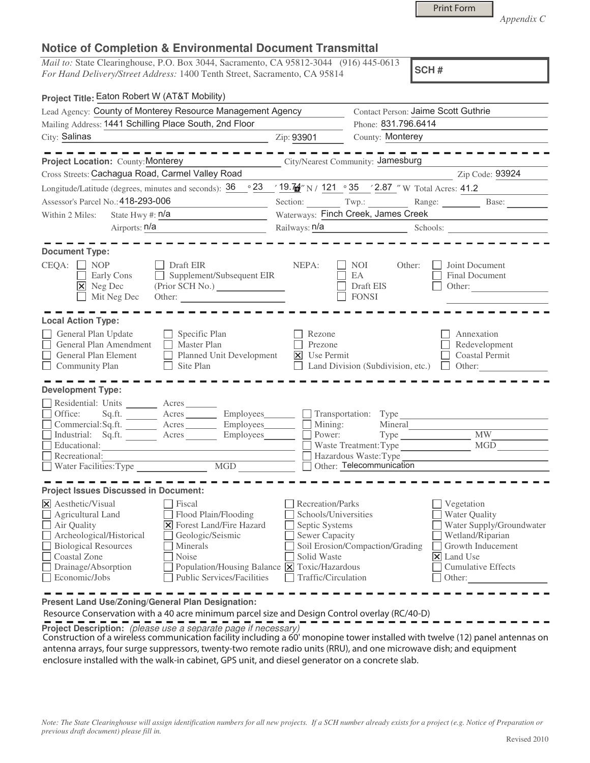Print Form

*Appendix C*

## Notice of Completion & Environmental Document Transmittal

*Mail to:* State Clearinghouse, P.O. Box 3044, Sacramento, CA 95812-3044 (916) 445-0613
*For Hand Delivery/Street Address:* 1400 Tenth Street, Sacramento, CA 95814

**SCH #**

**Project Title:** Eaton Robert W (AT&T Mobility)

Lead Agency: County of Monterey Resource Management Agency
Contact Person: Jaime Scott Guthrie
Mailing Address: 1441 Schilling Place South, 2nd Floor
Phone: 831.796.6414
City: Salinas
Zip: 93901
County: Monterey

---

**Project Location:** County: Monterey
City/Nearest Community: Jamesburg
Cross Streets: Cachagua Road, Carmel Valley Road
Zip Code: 93924
Longitude/Latitude (degrees, minutes and seconds): 36 ° 23 ′ 19.74 ″ N / 121 ° 35 ′ 2.87 ″ W Total Acres: 41.2
Assessor's Parcel No.: 418-293-006
Section: Twp.: Range: Base:
Within 2 Miles: State Hwy #: n/a
Waterways: Finch Creek, James Creek
Airports: n/a
Railways: n/a
Schools:

---

**Document Type:**

CEQA:
- [ ] NOP
- [ ] Early Cons
- [x] Neg Dec
- [ ] Mit Neg Dec
- [ ] Draft EIR
- [ ] Supplement/Subsequent EIR (Prior SCH No.)
- Other:

NEPA:
- [ ] NOI
- [ ] EA
- [ ] Draft EIS
- [ ] FONSI

Other:
- [ ] Joint Document
- [ ] Final Document
- [ ] Other:

---

**Local Action Type:**

- [ ] General Plan Update
- [ ] General Plan Amendment
- [ ] General Plan Element
- [ ] Community Plan
- [ ] Specific Plan
- [ ] Master Plan
- [ ] Planned Unit Development
- [ ] Site Plan
- [ ] Rezone
- [ ] Prezone
- [x] Use Permit
- [ ] Land Division (Subdivision, etc.)
- [ ] Annexation
- [ ] Redevelopment
- [ ] Coastal Permit
- [ ] Other:

---

**Development Type:**

- [ ] Residential: Units Acres
- [ ] Office: Sq.ft. Acres Employees
- [ ] Commercial: Sq.ft. Acres Employees
- [ ] Industrial: Sq.ft. Acres Employees
- [ ] Educational:
- [ ] Recreational:
- [ ] Water Facilities: Type MGD
- [ ] Transportation: Type
- [ ] Mining: Mineral
- [ ] Power: Type MW
- [ ] Waste Treatment: Type MGD
- [ ] Hazardous Waste: Type
- [ ] Other: Telecommunication

---

**Project Issues Discussed in Document:**

- [x] Aesthetic/Visual
- [ ] Agricultural Land
- [ ] Air Quality
- [ ] Archeological/Historical
- [ ] Biological Resources
- [ ] Coastal Zone
- [ ] Drainage/Absorption
- [ ] Economic/Jobs
- [ ] Fiscal
- [ ] Flood Plain/Flooding
- [x] Forest Land/Fire Hazard
- [ ] Geologic/Seismic
- [ ] Minerals
- [ ] Noise
- [ ] Population/Housing Balance
- [ ] Public Services/Facilities
- [ ] Recreation/Parks
- [ ] Schools/Universities
- [ ] Septic Systems
- [ ] Sewer Capacity
- [ ] Soil Erosion/Compaction/Grading
- [ ] Solid Waste
- [x] Toxic/Hazardous
- [ ] Traffic/Circulation
- [ ] Vegetation
- [ ] Water Quality
- [ ] Water Supply/Groundwater
- [ ] Wetland/Riparian
- [ ] Growth Inducement
- [x] Land Use
- [ ] Cumulative Effects
- [ ] Other:

---

**Present Land Use/Zoning/General Plan Designation:**

Resource Conservation with a 40 acre minimum parcel size and Design Control overlay (RC/40-D)

**Project Description:** *(please use a separate page if necessary)*

Construction of a wireless communication facility including a 60' monopine tower installed with twelve (12) panel antennas on antenna arrays, four surge suppressors, twenty-two remote radio units (RRU), and one microwave dish; and equipment enclosure installed with the walk-in cabinet, GPS unit, and diesel generator on a concrete slab.

*Note: The State Clearinghouse will assign identification numbers for all new projects. If a SCH number already exists for a project (e.g. Notice of Preparation or previous draft document) please fill in.*

Revised 2010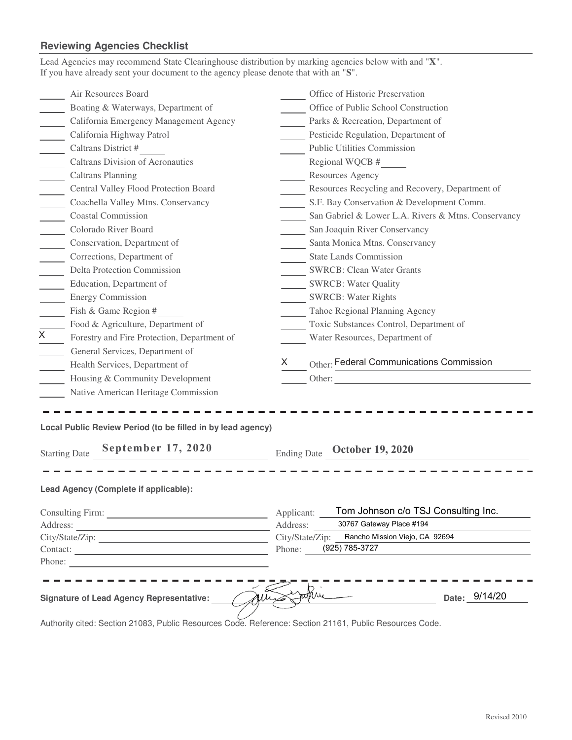## Reviewing Agencies Checklist

Lead Agencies may recommend State Clearinghouse distribution by marking agencies below with and "**X**".
If you have already sent your document to the agency please denote that with an "**S**".

| | | | |
|---|---|---|---|
| | Air Resources Board | | Office of Historic Preservation |
| | Boating & Waterways, Department of | | Office of Public School Construction |
| | California Emergency Management Agency | | Parks & Recreation, Department of |
| | California Highway Patrol | | Pesticide Regulation, Department of |
| | Caltrans District # ____ | | Public Utilities Commission |
| | Caltrans Division of Aeronautics | | Regional WQCB # ____ |
| | Caltrans Planning | | Resources Agency |
| | Central Valley Flood Protection Board | | Resources Recycling and Recovery, Department of |
| | Coachella Valley Mtns. Conservancy | | S.F. Bay Conservation & Development Comm. |
| | Coastal Commission | | San Gabriel & Lower L.A. Rivers & Mtns. Conservancy |
| | Colorado River Board | | San Joaquin River Conservancy |
| | Conservation, Department of | | Santa Monica Mtns. Conservancy |
| | Corrections, Department of | | State Lands Commission |
| | Delta Protection Commission | | SWRCB: Clean Water Grants |
| | Education, Department of | | SWRCB: Water Quality |
| | Energy Commission | | SWRCB: Water Rights |
| | Fish & Game Region # ____ | | Tahoe Regional Planning Agency |
| | Food & Agriculture, Department of | | Toxic Substances Control, Department of |
| X | Forestry and Fire Protection, Department of | | Water Resources, Department of |
| | General Services, Department of | | |
| | Health Services, Department of | X | Other: Federal Communications Commission |
| | Housing & Community Development | | Other: |
| | Native American Heritage Commission | | |

---

**Local Public Review Period (to be filled in by lead agency)**

Starting Date **September 17, 2020** Ending Date **October 19, 2020**

---

**Lead Agency (Complete if applicable):**

| | | | |
|---|---|---|---|
| Consulting Firm: | | Applicant: | Tom Johnson c/o TSJ Consulting Inc. |
| Address: | | Address: | 30767 Gateway Place #194 |
| City/State/Zip: | | City/State/Zip: | Rancho Mission Viejo, CA 92694 |
| Contact: | | Phone: | (925) 785-3727 |
| Phone: | | | |

---

**Signature of Lead Agency Representative:** [signature] **Date:** 9/14/20

Authority cited: Section 21083, Public Resources Code. Reference: Section 21161, Public Resources Code.

Revised 2010